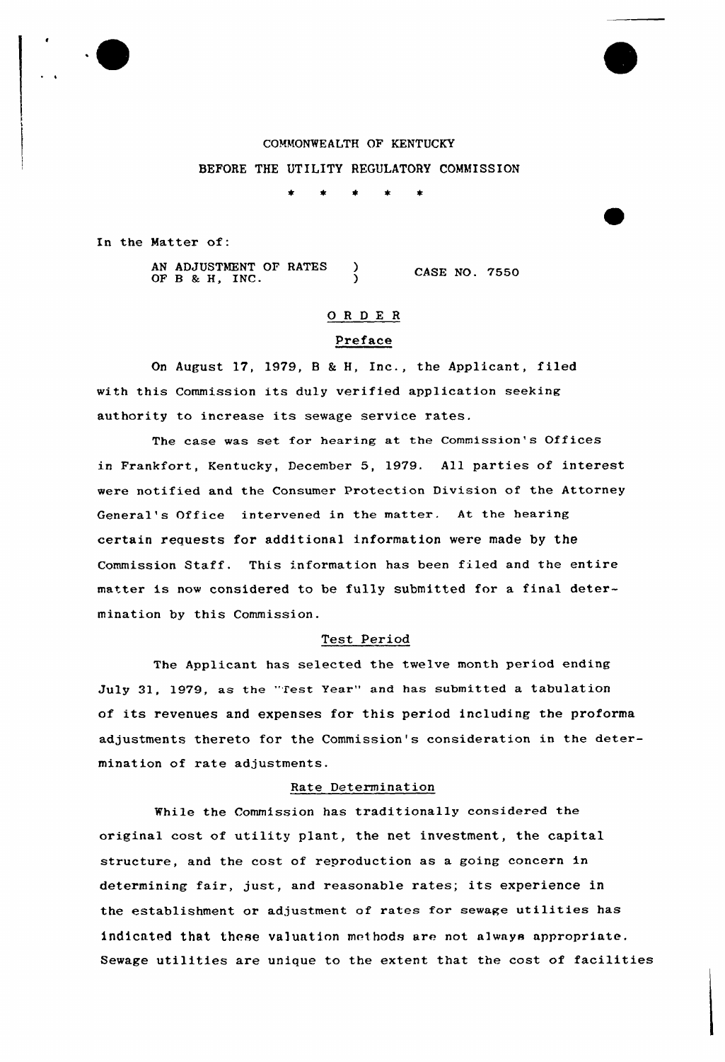COMMONWEALTH OF KENTUCKY

BEFORE THE UTILITY REGULATORY COMMISSION

\* \* \* \* \*

In the Matter of:

AN ADJUSTMENT OF RATES OF B & H, INC. ) CASE NO. 7550

## ORDER

### Preface

On August 17, 1979, B & H, Inc., the Applicant, filed with this Commission its duly verified application seeking authority to increase its sewage service rates.

The case was set for hearing at the Commission's Offices in Frankfort, Kentucky, December 5, 1979. All parties of interest were notified and the Consumer Protection Division of the Attorney General's Office intervened in the matter. At the hearing certain requests for additional information were made by the Commission Staff. This information has been filed and the entire matter is now considered to be fully submitted for a final determination by this Commission.

### Test Period

The Applicant has selected the twelve month period ending July 31, 1979, as the "Test Year" and has submitted a tabulation of its revenues and expenses for this period including the proforma adjustments thereto for the Commission's consideration in the determination of rate adjustments.

### Rate Determination

While the Commission has traditionally considered the original cost of utility plant, the net investment, the capital structure, and the cost of reproduction as a going concern in determining fair, just, and reasonable rates; its experience in the establishment or adjustment of rates for sewage utilities has indicated that these valuation methods are not always appropriate. Sewage utilities are unique to the extent that the cost of facilities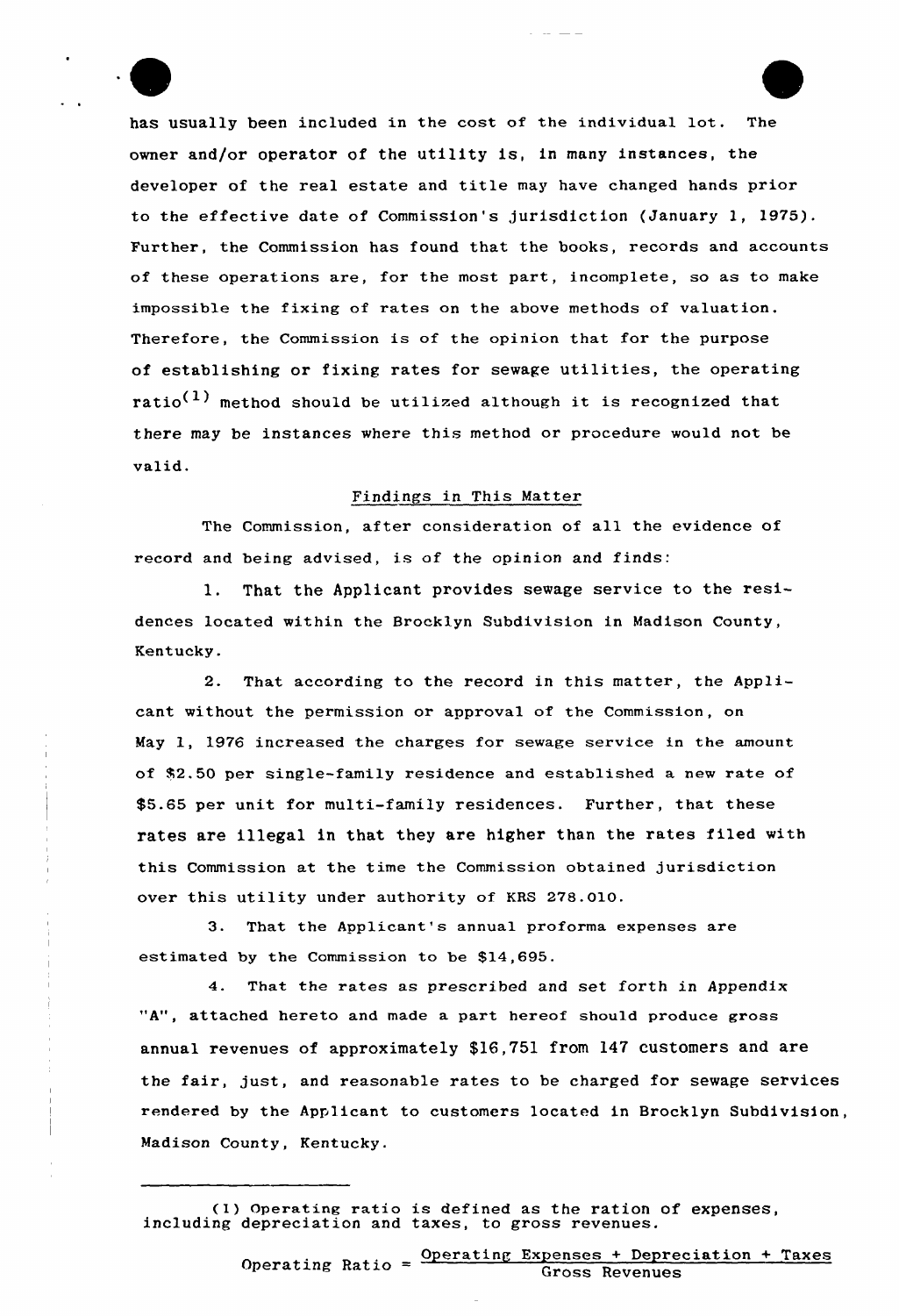has usually been included in the cost of the individual lot. The owner and/or operator of the utility is, in many instances, the developer of the real estate and title may have changed hands prior to the effective date of Commission's jurisdiction (January 1, 1975). Further, the Commission has found that the books, records and accounts of these operations are, for the most part, incomplete, so as to make impossible the fixing of rates on the above methods of valuation. Therefore, the Commission is of the opinion that for the purpose of establishing or fixing rates for sewage utilities, the operating ratio[(1)] method should be utilized although it is recognized that there may be instances where this method or procedure would not be valid.

## Findings in This Matter

The Commission, after consideration of all the evidence of record and being advised, is of the opinion and finds:

1. That the Applicant provides sewage service to the residences located within the Brocklyn Subdivision in Madison County, Kentucky.

2. That according to the record in this matter, the Applicant without the permission or approval of the Commission, on May 1, 1976 increased the charges for sewage service in the amount of \$2.50 per single-family residence and established a new rate of \$5.65 per unit for multi-family residences. Further, that these rates are illegal in that they are higher than the rates filed with this Commission at the time the Commission obtained jurisdiction over this utility under authority of KRS 278.010.

3. That the Applicant's annual proforma expenses are estimated by the Commission to be \$14,695.

4. That the rates as prescribed and set forth in Appendix "A", attached hereto and made a part hereof should produce gross annual revenues of approximately \$16,751 from 147 customers and are the fair, just, and reasonable rates to be charged for sewage services rendered by the Applicant to customers located in Brocklyn Subdivision, Madison County, Kentucky.

---

(1) Operating ratio is defined as the ration of expenses, including depreciation and taxes, to gross revenues.

$$\text{Operating Ratio} = \frac{\text{Operating Expenses + Depreciation + Taxes}}{\text{Gross Revenues}}$$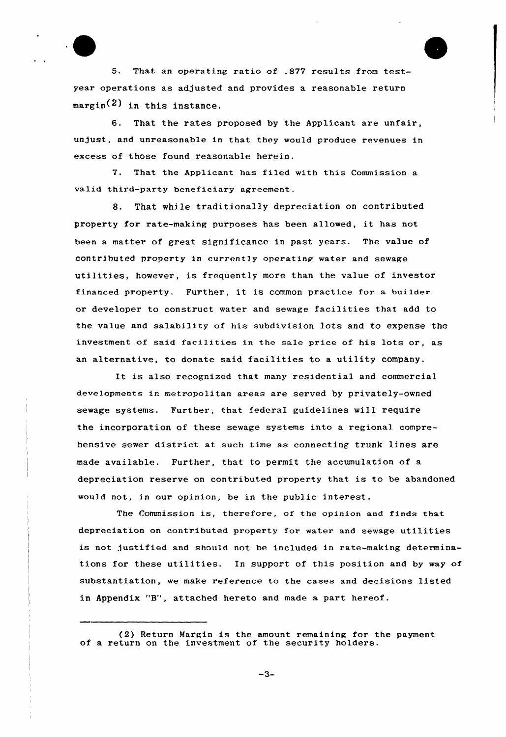5. That an operating ratio of .877 results from test-year operations as adjusted and provides a reasonable return margin(2) in this instance.

6. That the rates proposed by the Applicant are unfair, unjust, and unreasonable in that they would produce revenues in excess of those found reasonable herein.

7. That the Applicant has filed with this Commission a valid third-party beneficiary agreement.

8. That while traditionally depreciation on contributed property for rate-making purposes has been allowed, it has not been a matter of great significance in past years. The value of contributed property in currently operating water and sewage utilities, however, is frequently more than the value of investor financed property. Further, it is common practice for a builder or developer to construct water and sewage facilities that add to the value and salability of his subdivision lots and to expense the investment of said facilities in the sale price of his lots or, as an alternative, to donate said facilities to a utility company.

It is also recognized that many residential and commercial developments in metropolitan areas are served by privately-owned sewage systems. Further, that federal guidelines will require the incorporation of these sewage systems into a regional comprehensive sewer district at such time as connecting trunk lines are made available. Further, that to permit the accumulation of a depreciation reserve on contributed property that is to be abandoned would not, in our opinion, be in the public interest.

The Commission is, therefore, of the opinion and finds that depreciation on contributed property for water and sewage utilities is not justified and should not be included in rate-making determinations for these utilities. In support of this position and by way of substantiation, we make reference to the cases and decisions listed in Appendix "B", attached hereto and made a part hereof.

---

(2) Return Margin is the amount remaining for the payment of a return on the investment of the security holders.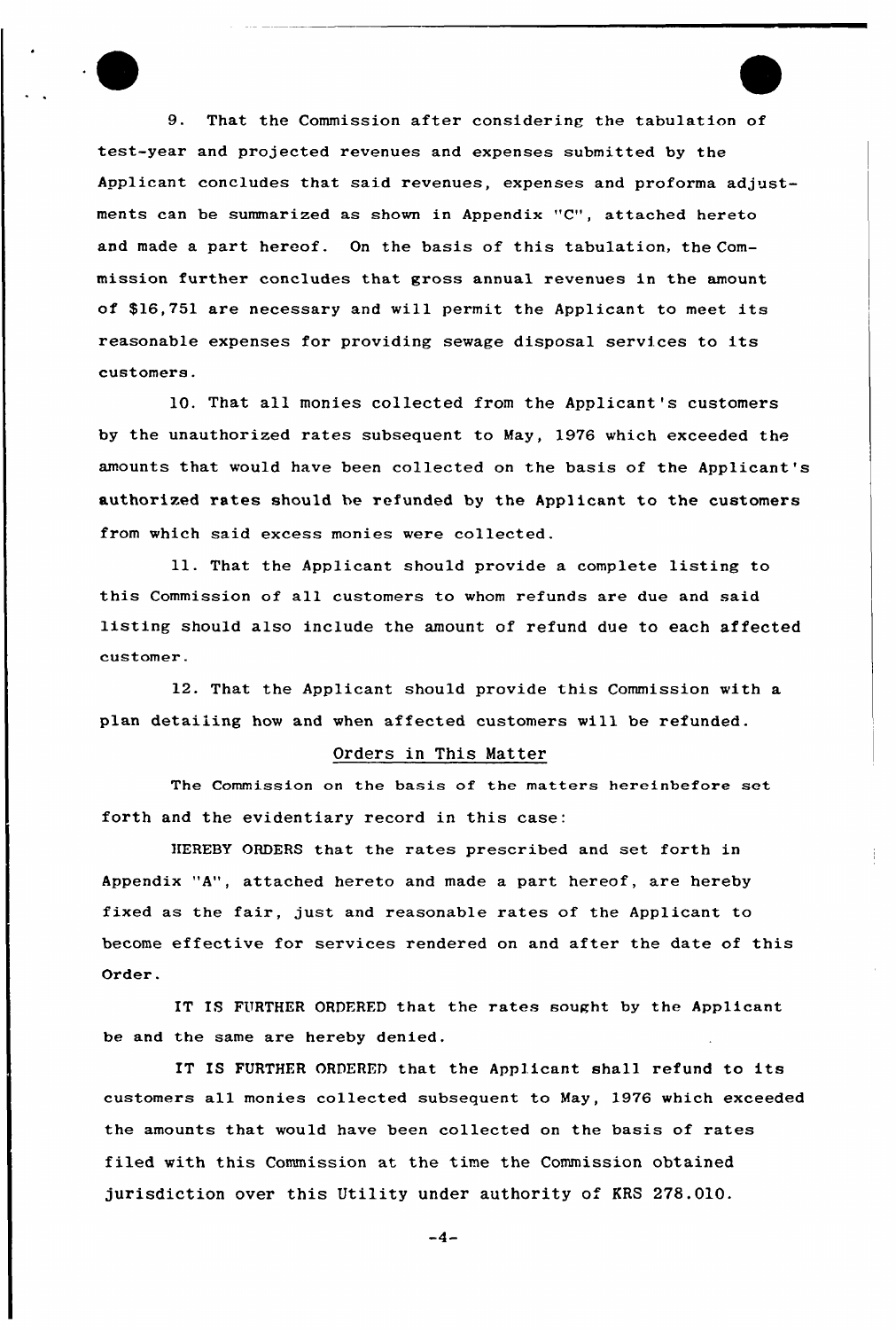9. That the Commission after considering the tabulation of test-year and projected revenues and expenses submitted by the Applicant concludes that said revenues, expenses and proforma adjustments can be summarized as shown in Appendix "C", attached hereto and made a part hereof. On the basis of this tabulation, the Commission further concludes that gross annual revenues in the amount of $16,751 are necessary and will permit the Applicant to meet its reasonable expenses for providing sewage disposal services to its customers.

10. That all monies collected from the Applicant's customers by the unauthorized rates subsequent to May, 1976 which exceeded the amounts that would have been collected on the basis of the Applicant's authorized rates should be refunded by the Applicant to the customers from which said excess monies were collected.

11. That the Applicant should provide a complete listing to this Commission of all customers to whom refunds are due and said listing should also include the amount of refund due to each affected customer.

12. That the Applicant should provide this Commission with a plan detailing how and when affected customers will be refunded.

## Orders in This Matter

The Commission on the basis of the matters hereinbefore set forth and the evidentiary record in this case:

HEREBY ORDERS that the rates prescribed and set forth in Appendix "A", attached hereto and made a part hereof, are hereby fixed as the fair, just and reasonable rates of the Applicant to become effective for services rendered on and after the date of this Order.

IT IS FURTHER ORDERED that the rates sought by the Applicant be and the same are hereby denied.

IT IS FURTHER ORDERED that the Applicant shall refund to its customers all monies collected subsequent to May, 1976 which exceeded the amounts that would have been collected on the basis of rates filed with this Commission at the time the Commission obtained jurisdiction over this Utility under authority of KRS 278.010.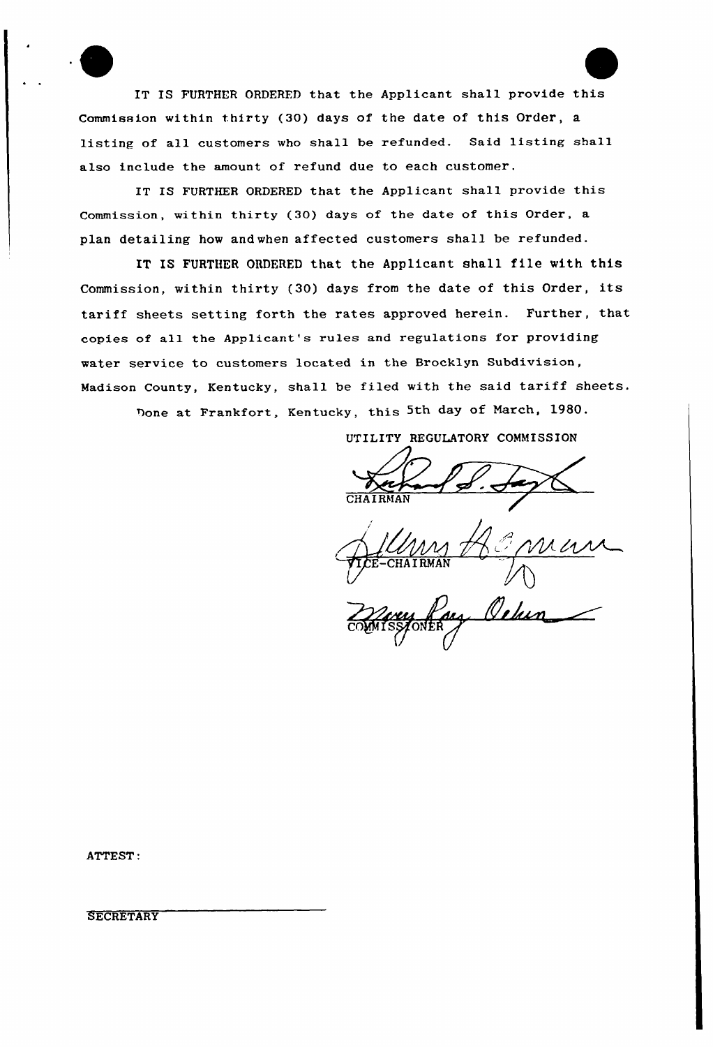IT IS FURTHER ORDERED that the Applicant shall provide this Commission within thirty (30) days of the date of this Order, a listing of all customers who shall be refunded. Said listing shall also include the amount of refund due to each customer.

IT IS FURTHER ORDERED that the Applicant shall provide this Commission, within thirty (30) days of the date of this Order, a plan detailing how and when affected customers shall be refunded.

IT IS FURTHER ORDERED that the Applicant shall file with this Commission, within thirty (30) days from the date of this Order, its tariff sheets setting forth the rates approved herein. Further, that copies of all the Applicant's rules and regulations for providing water service to customers located in the Brocklyn Subdivision, Madison County, Kentucky, shall be filed with the said tariff sheets.

Done at Frankfort, Kentucky, this 5th day of March, 1980.

UTILITY REGULATORY COMMISSION

CHAIRMAN

VICE-CHAIRMAN

COMMISSIONER

ATTEST:

SECRETARY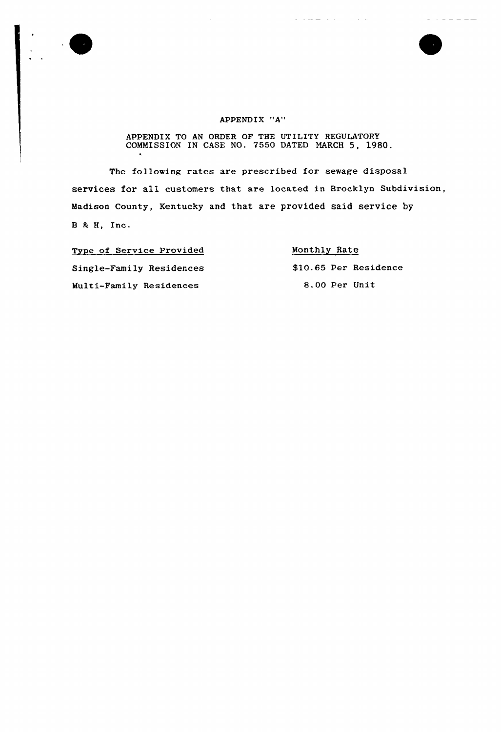# APPENDIX "A"

APPENDIX TO AN ORDER OF THE UTILITY REGULATORY COMMISSION IN CASE NO. 7550 DATED MARCH 5, 1980.

The following rates are prescribed for sewage disposal services for all customers that are located in Brocklyn Subdivision, Madison County, Kentucky and that are provided said service by B & H, Inc.

| Type of Service Provided | Monthly Rate |
|---|---|
| Single-Family Residences | $10.65 Per Residence |
| Multi-Family Residences | 8.00 Per Unit |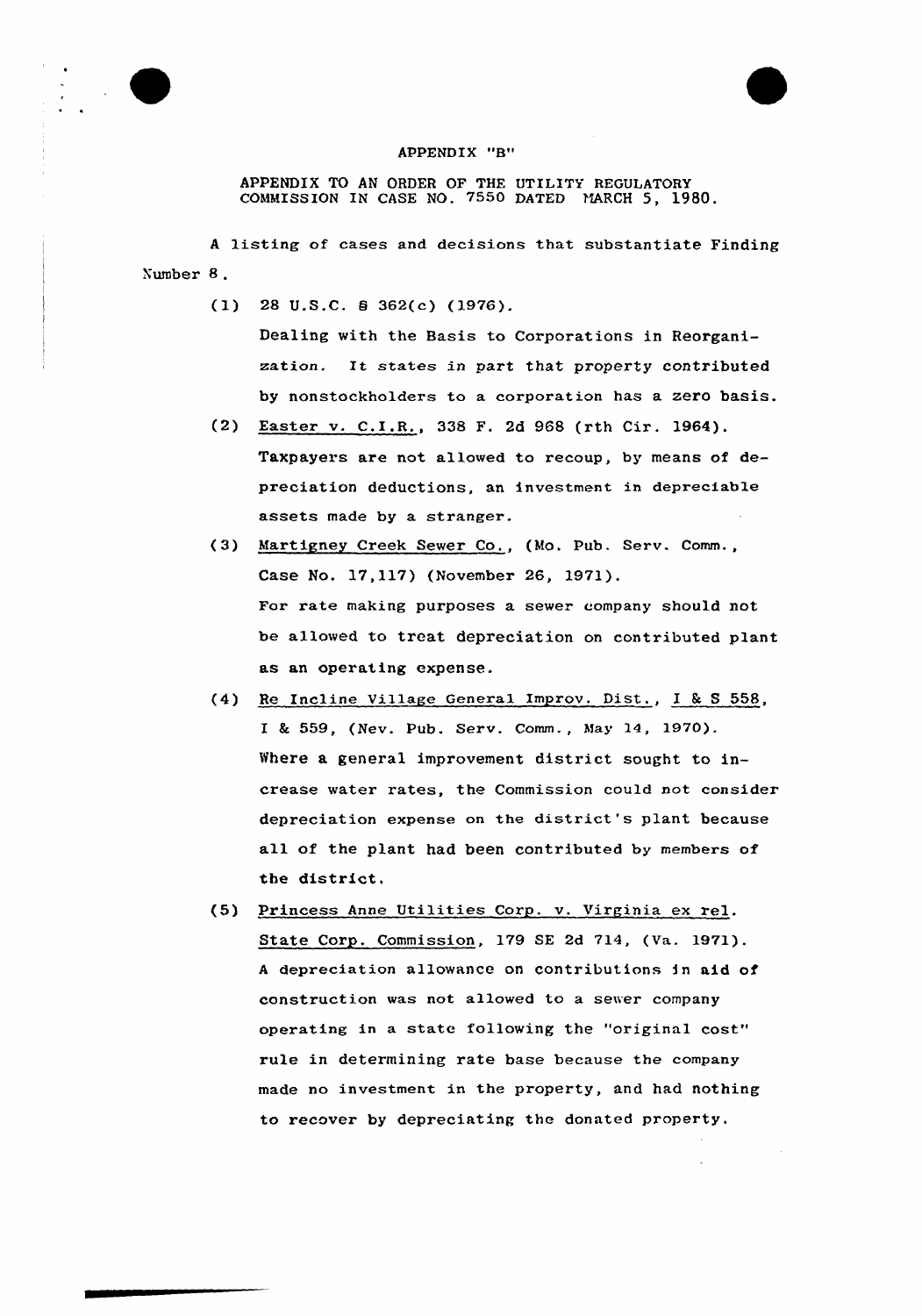# APPENDIX "B"

APPENDIX TO AN ORDER OF THE UTILITY REGULATORY COMMISSION IN CASE NO. 7550 DATED MARCH 5, 1980.

A listing of cases and decisions that substantiate Finding Number 8.

(1) 28 U.S.C. § 362(c) (1976).
Dealing with the Basis to Corporations in Reorganization. It states in part that property contributed by nonstockholders to a corporation has a zero basis.

(2) Easter v. C.I.R., 338 F. 2d 968 (rth Cir. 1964).
Taxpayers are not allowed to recoup, by means of depreciation deductions, an investment in depreciable assets made by a stranger.

(3) Martigney Creek Sewer Co., (Mo. Pub. Serv. Comm., Case No. 17,117) (November 26, 1971).
For rate making purposes a sewer company should not be allowed to treat depreciation on contributed plant as an operating expense.

(4) Re Incline Village General Improv. Dist., I & S 558, I & 559, (Nev. Pub. Serv. Comm., May 14, 1970).
Where a general improvement district sought to increase water rates, the Commission could not consider depreciation expense on the district's plant because all of the plant had been contributed by members of the district.

(5) Princess Anne Utilities Corp. v. Virginia ex rel. State Corp. Commission, 179 SE 2d 714, (Va. 1971).
A depreciation allowance on contributions in aid of construction was not allowed to a sewer company operating in a state following the "original cost" rule in determining rate base because the company made no investment in the property, and had nothing to recover by depreciating the donated property.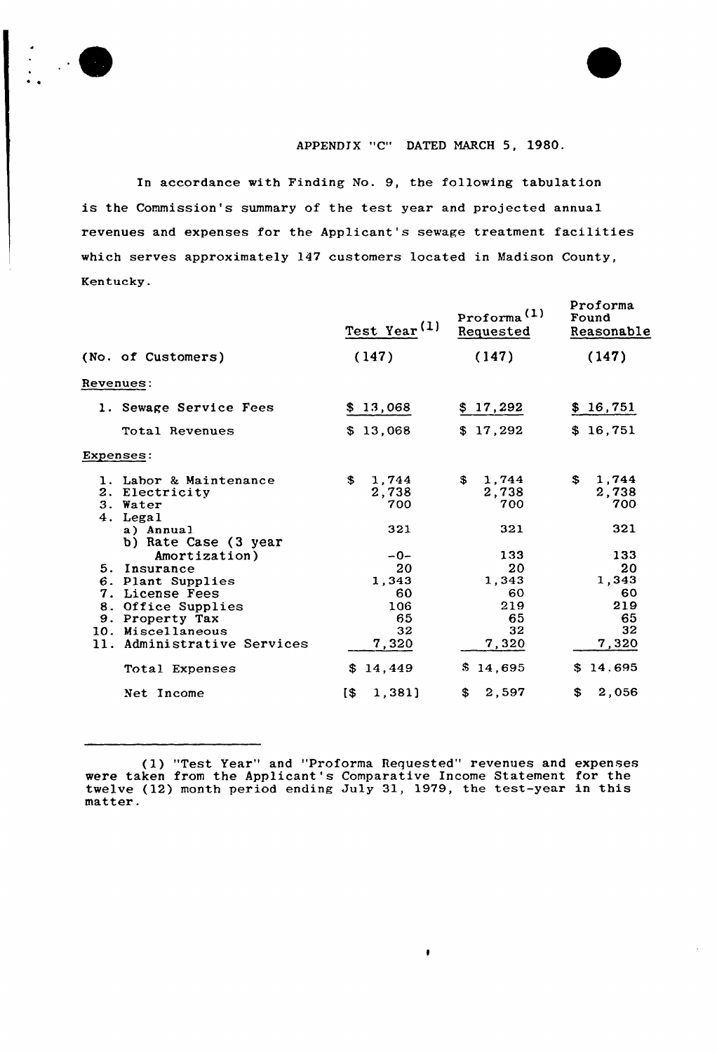APPENDIX "C" DATED MARCH 5, 1980.

In accordance with Finding No. 9, the following tabulation is the Commission's summary of the test year and projected annual revenues and expenses for the Applicant's sewage treatment facilities which serves approximately 147 customers located in Madison County, Kentucky.

| | Test Year (1) | Proforma (1) Requested | Proforma Found Reasonable |
|---|---|---|---|
| (No. of Customers) | (147) | (147) | (147) |
| Revenues: | | | |
| 1. Sewage Service Fees | $ 13,068 | $ 17,292 | $ 16,751 |
| Total Revenues | $ 13,068 | $ 17,292 | $ 16,751 |
| Expenses: | | | |
| 1. Labor & Maintenance | $ 1,744 | $ 1,744 | $ 1,744 |
| 2. Electricity | 2,738 | 2,738 | 2,738 |
| 3. Water | 700 | 700 | 700 |
| 4. Legal | | | |
| a) Annual | 321 | 321 | 321 |
| b) Rate Case (3 year Amortization) | -0- | 133 | 133 |
| 5. Insurance | 20 | 20 | 20 |
| 6. Plant Supplies | 1,343 | 1,343 | 1,343 |
| 7. License Fees | 60 | 60 | 60 |
| 8. Office Supplies | 106 | 219 | 219 |
| 9. Property Tax | 65 | 65 | 65 |
| 10. Miscellaneous | 32 | 32 | 32 |
| 11. Administrative Services | 7,320 | 7,320 | 7,320 |
| Total Expenses | $ 14,449 | $ 14,695 | $ 14,695 |
| Net Income | [$ 1,381] | $ 2,597 | $ 2,056 |

(1) "Test Year" and "Proforma Requested" revenues and expenses were taken from the Applicant's Comparative Income Statement for the twelve (12) month period ending July 31, 1979, the test-year in this matter.